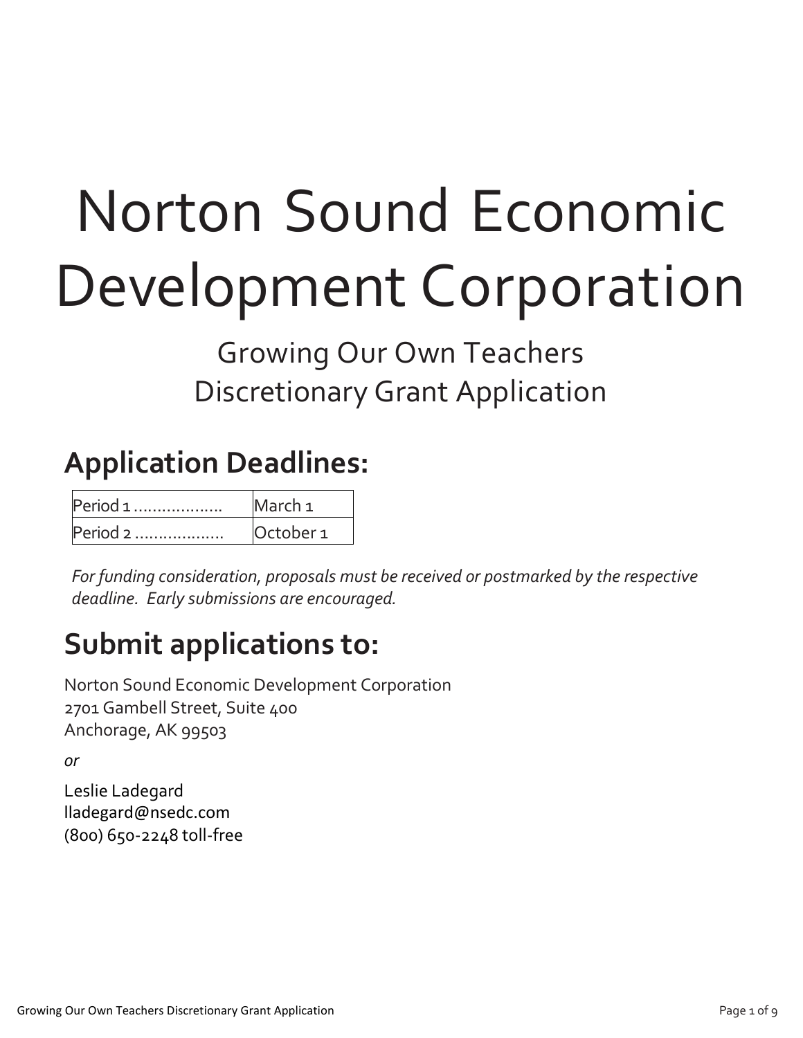# Norton Sound Economic Development Corporation

Growing Our Own Teachers
Discretionary Grant Application

## Application Deadlines:

| Period 1 .................. | March 1 |
| --- | --- |
| Period 2 .................. | October 1 |

*For funding consideration, proposals must be received or postmarked by the respective deadline. Early submissions are encouraged.*

## Submit applications to:

Norton Sound Economic Development Corporation
2701 Gambell Street, Suite 400
Anchorage, AK 99503

*or*

Leslie Ladegard
lladegard@nsedc.com
(800) 650-2248 toll-free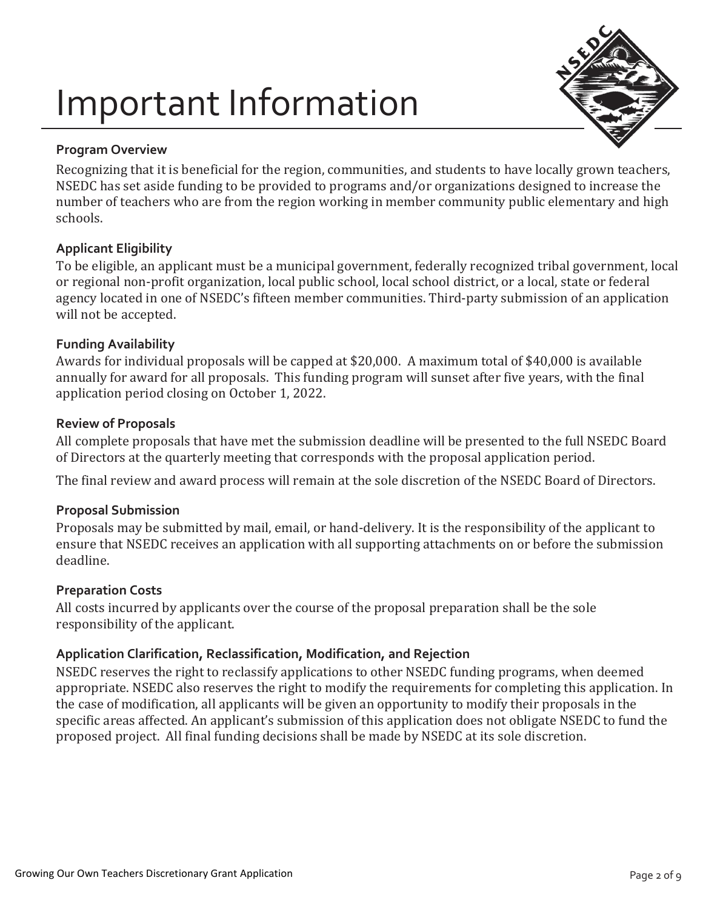# Important Information

### Program Overview

Recognizing that it is beneficial for the region, communities, and students to have locally grown teachers, NSEDC has set aside funding to be provided to programs and/or organizations designed to increase the number of teachers who are from the region working in member community public elementary and high schools.

### Applicant Eligibility

To be eligible, an applicant must be a municipal government, federally recognized tribal government, local or regional non-profit organization, local public school, local school district, or a local, state or federal agency located in one of NSEDC's fifteen member communities. Third-party submission of an application will not be accepted.

### Funding Availability

Awards for individual proposals will be capped at $20,000. A maximum total of $40,000 is available annually for award for all proposals. This funding program will sunset after five years, with the final application period closing on October 1, 2022.

### Review of Proposals

All complete proposals that have met the submission deadline will be presented to the full NSEDC Board of Directors at the quarterly meeting that corresponds with the proposal application period.

The final review and award process will remain at the sole discretion of the NSEDC Board of Directors.

### Proposal Submission

Proposals may be submitted by mail, email, or hand-delivery. It is the responsibility of the applicant to ensure that NSEDC receives an application with all supporting attachments on or before the submission deadline.

### Preparation Costs

All costs incurred by applicants over the course of the proposal preparation shall be the sole responsibility of the applicant.

### Application Clarification, Reclassification, Modification, and Rejection

NSEDC reserves the right to reclassify applications to other NSEDC funding programs, when deemed appropriate. NSEDC also reserves the right to modify the requirements for completing this application. In the case of modification, all applicants will be given an opportunity to modify their proposals in the specific areas affected. An applicant's submission of this application does not obligate NSEDC to fund the proposed project. All final funding decisions shall be made by NSEDC at its sole discretion.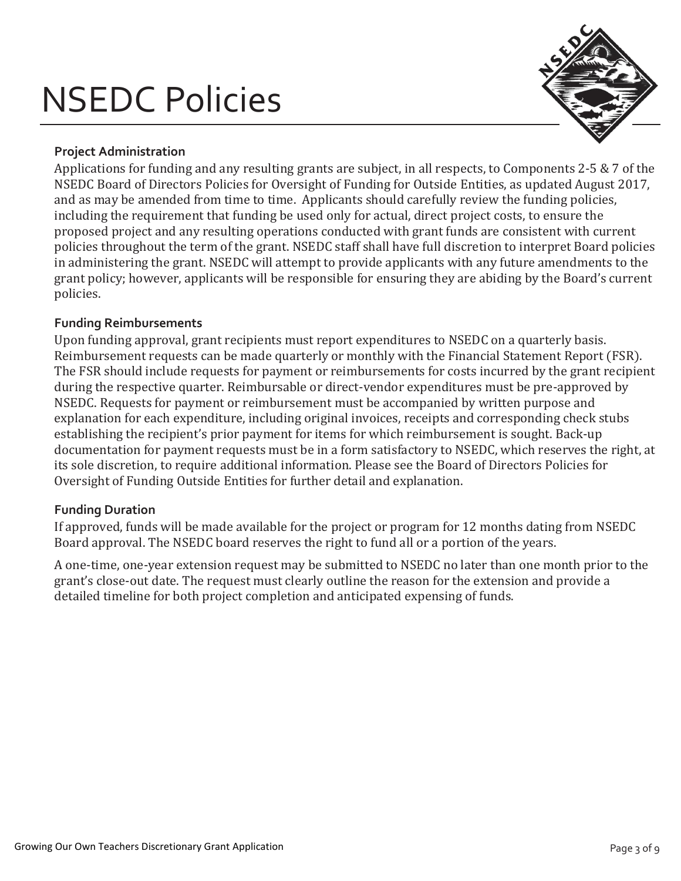# NSEDC Policies

### Project Administration

Applications for funding and any resulting grants are subject, in all respects, to Components 2-5 & 7 of the NSEDC Board of Directors Policies for Oversight of Funding for Outside Entities, as updated August 2017, and as may be amended from time to time. Applicants should carefully review the funding policies, including the requirement that funding be used only for actual, direct project costs, to ensure the proposed project and any resulting operations conducted with grant funds are consistent with current policies throughout the term of the grant. NSEDC staff shall have full discretion to interpret Board policies in administering the grant. NSEDC will attempt to provide applicants with any future amendments to the grant policy; however, applicants will be responsible for ensuring they are abiding by the Board's current policies.

### Funding Reimbursements

Upon funding approval, grant recipients must report expenditures to NSEDC on a quarterly basis. Reimbursement requests can be made quarterly or monthly with the Financial Statement Report (FSR). The FSR should include requests for payment or reimbursements for costs incurred by the grant recipient during the respective quarter. Reimbursable or direct-vendor expenditures must be pre-approved by NSEDC. Requests for payment or reimbursement must be accompanied by written purpose and explanation for each expenditure, including original invoices, receipts and corresponding check stubs establishing the recipient's prior payment for items for which reimbursement is sought. Back-up documentation for payment requests must be in a form satisfactory to NSEDC, which reserves the right, at its sole discretion, to require additional information. Please see the Board of Directors Policies for Oversight of Funding Outside Entities for further detail and explanation.

### Funding Duration

If approved, funds will be made available for the project or program for 12 months dating from NSEDC Board approval. The NSEDC board reserves the right to fund all or a portion of the years.

A one-time, one-year extension request may be submitted to NSEDC no later than one month prior to the grant's close-out date. The request must clearly outline the reason for the extension and provide a detailed timeline for both project completion and anticipated expensing of funds.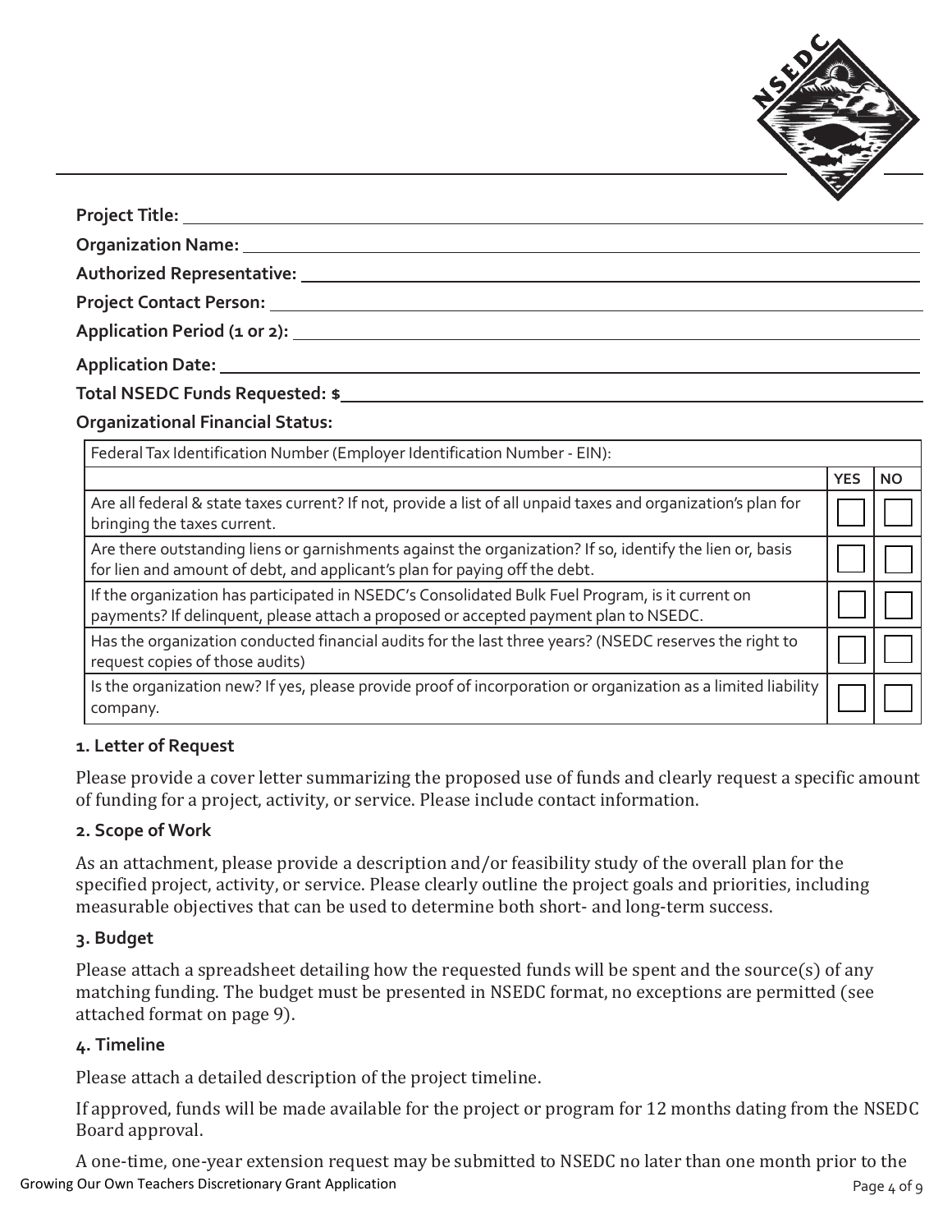**Project Title:** \_\_\_\_\_\_\_\_\_\_\_\_\_\_\_\_\_\_\_\_\_\_\_\_\_\_\_\_\_\_\_\_\_\_\_\_\_\_\_\_

**Organization Name:** \_\_\_\_\_\_\_\_\_\_\_\_\_\_\_\_\_\_\_\_\_\_\_\_\_\_\_\_\_\_\_\_\_\_\_\_\_\_\_\_

**Authorized Representative:** \_\_\_\_\_\_\_\_\_\_\_\_\_\_\_\_\_\_\_\_\_\_\_\_\_\_\_\_\_\_\_\_\_\_\_\_\_\_\_\_

**Project Contact Person:** \_\_\_\_\_\_\_\_\_\_\_\_\_\_\_\_\_\_\_\_\_\_\_\_\_\_\_\_\_\_\_\_\_\_\_\_\_\_\_\_

**Application Period (1 or 2):** \_\_\_\_\_\_\_\_\_\_\_\_\_\_\_\_\_\_\_\_\_\_\_\_\_\_\_\_\_\_\_\_\_\_\_\_\_\_\_\_

**Application Date:** \_\_\_\_\_\_\_\_\_\_\_\_\_\_\_\_\_\_\_\_\_\_\_\_\_\_\_\_\_\_\_\_\_\_\_\_\_\_\_\_

**Total NSEDC Funds Requested: $** \_\_\_\_\_\_\_\_\_\_\_\_\_\_\_\_\_\_\_\_\_\_\_\_\_\_\_\_\_\_\_\_\_\_\_\_\_\_\_\_

**Organizational Financial Status:**

| Federal Tax Identification Number (Employer Identification Number - EIN): | | |
|---|---|---|
| | **YES** | **NO** |
| Are all federal & state taxes current? If not, provide a list of all unpaid taxes and organization's plan for bringing the taxes current. | ☐ | ☐ |
| Are there outstanding liens or garnishments against the organization? If so, identify the lien or, basis for lien and amount of debt, and applicant's plan for paying off the debt. | ☐ | ☐ |
| If the organization has participated in NSEDC's Consolidated Bulk Fuel Program, is it current on payments? If delinquent, please attach a proposed or accepted payment plan to NSEDC. | ☐ | ☐ |
| Has the organization conducted financial audits for the last three years? (NSEDC reserves the right to request copies of those audits) | ☐ | ☐ |
| Is the organization new? If yes, please provide proof of incorporation or organization as a limited liability company. | ☐ | ☐ |

### 1. Letter of Request

Please provide a cover letter summarizing the proposed use of funds and clearly request a specific amount of funding for a project, activity, or service. Please include contact information.

### 2. Scope of Work

As an attachment, please provide a description and/or feasibility study of the overall plan for the specified project, activity, or service. Please clearly outline the project goals and priorities, including measurable objectives that can be used to determine both short- and long-term success.

### 3. Budget

Please attach a spreadsheet detailing how the requested funds will be spent and the source(s) of any matching funding. The budget must be presented in NSEDC format, no exceptions are permitted (see attached format on page 9).

### 4. Timeline

Please attach a detailed description of the project timeline.

If approved, funds will be made available for the project or program for 12 months dating from the NSEDC Board approval.

A one-time, one-year extension request may be submitted to NSEDC no later than one month prior to the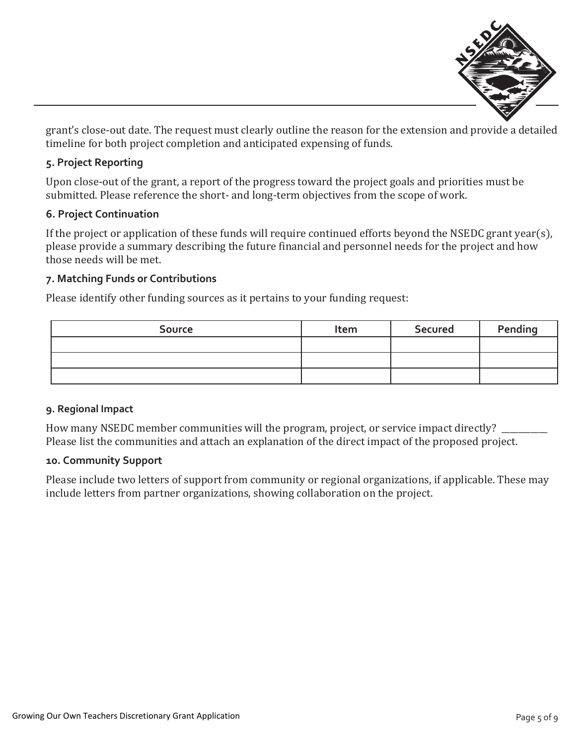grant's close-out date. The request must clearly outline the reason for the extension and provide a detailed timeline for both project completion and anticipated expensing of funds.

### 5. Project Reporting

Upon close-out of the grant, a report of the progress toward the project goals and priorities must be submitted. Please reference the short- and long-term objectives from the scope of work.

### 6. Project Continuation

If the project or application of these funds will require continued efforts beyond the NSEDC grant year(s), please provide a summary describing the future financial and personnel needs for the project and how those needs will be met.

### 7. Matching Funds or Contributions

Please identify other funding sources as it pertains to your funding request:

| Source | Item | Secured | Pending |
|---|---|---|---|
| | | | |
| | | | |
| | | | |

### 9. Regional Impact

How many NSEDC member communities will the program, project, or service impact directly? __________
Please list the communities and attach an explanation of the direct impact of the proposed project.

### 10. Community Support

Please include two letters of support from community or regional organizations, if applicable. These may include letters from partner organizations, showing collaboration on the project.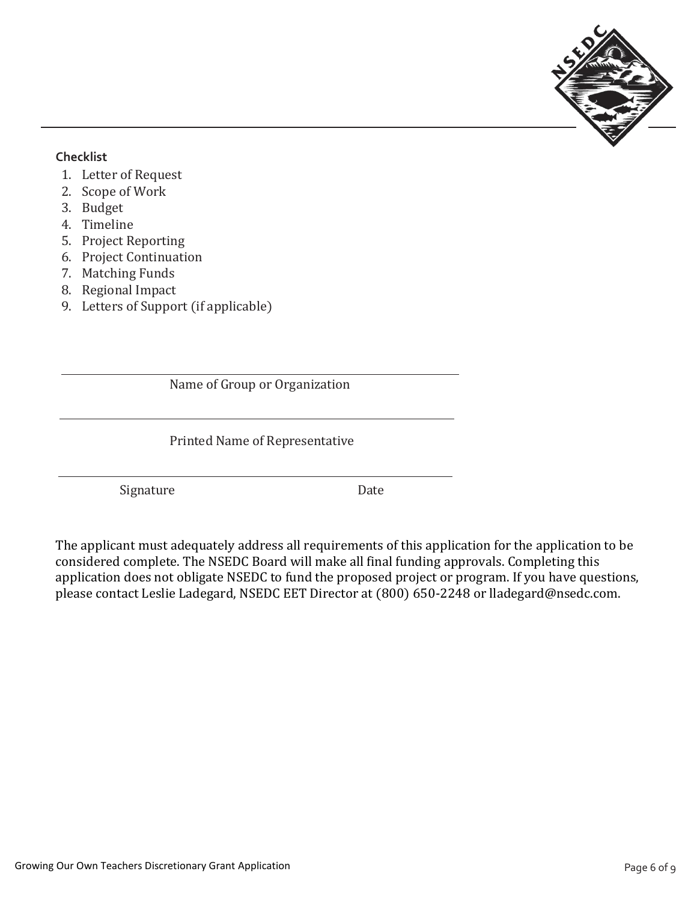**Checklist**

1. Letter of Request
2. Scope of Work
3. Budget
4. Timeline
5. Project Reporting
6. Project Continuation
7. Matching Funds
8. Regional Impact
9. Letters of Support (if applicable)

______________________________________________
Name of Group or Organization

______________________________________________
Printed Name of Representative

______________________________________________
Signature                                        Date

The applicant must adequately address all requirements of this application for the application to be considered complete. The NSEDC Board will make all final funding approvals. Completing this application does not obligate NSEDC to fund the proposed project or program. If you have questions, please contact Leslie Ladegard, NSEDC EET Director at (800) 650-2248 or lladegard@nsedc.com.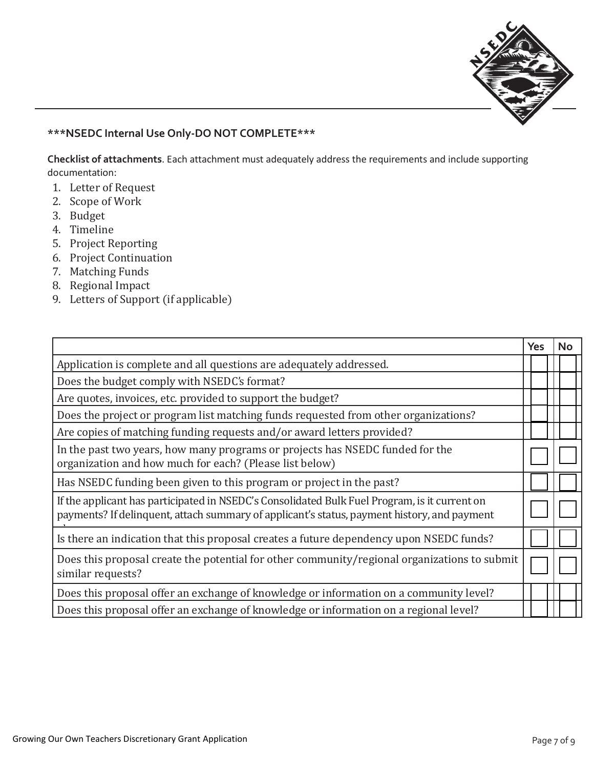**\*\*\*NSEDC Internal Use Only-DO NOT COMPLETE\*\*\***

**Checklist of attachments**. Each attachment must adequately address the requirements and include supporting documentation:

1. Letter of Request
2. Scope of Work
3. Budget
4. Timeline
5. Project Reporting
6. Project Continuation
7. Matching Funds
8. Regional Impact
9. Letters of Support (if applicable)

| | Yes | No |
|---|---|---|
| Application is complete and all questions are adequately addressed. | | |
| Does the budget comply with NSEDC's format? | | |
| Are quotes, invoices, etc. provided to support the budget? | | |
| Does the project or program list matching funds requested from other organizations? | | |
| Are copies of matching funding requests and/or award letters provided? | | |
| In the past two years, how many programs or projects has NSEDC funded for the organization and how much for each? (Please list below) | | |
| Has NSEDC funding been given to this program or project in the past? | | |
| If the applicant has participated in NSEDC's Consolidated Bulk Fuel Program, is it current on payments? If delinquent, attach summary of applicant's status, payment history, and payment | | |
| Is there an indication that this proposal creates a future dependency upon NSEDC funds? | | |
| Does this proposal create the potential for other community/regional organizations to submit similar requests? | | |
| Does this proposal offer an exchange of knowledge or information on a community level? | | |
| Does this proposal offer an exchange of knowledge or information on a regional level? | | |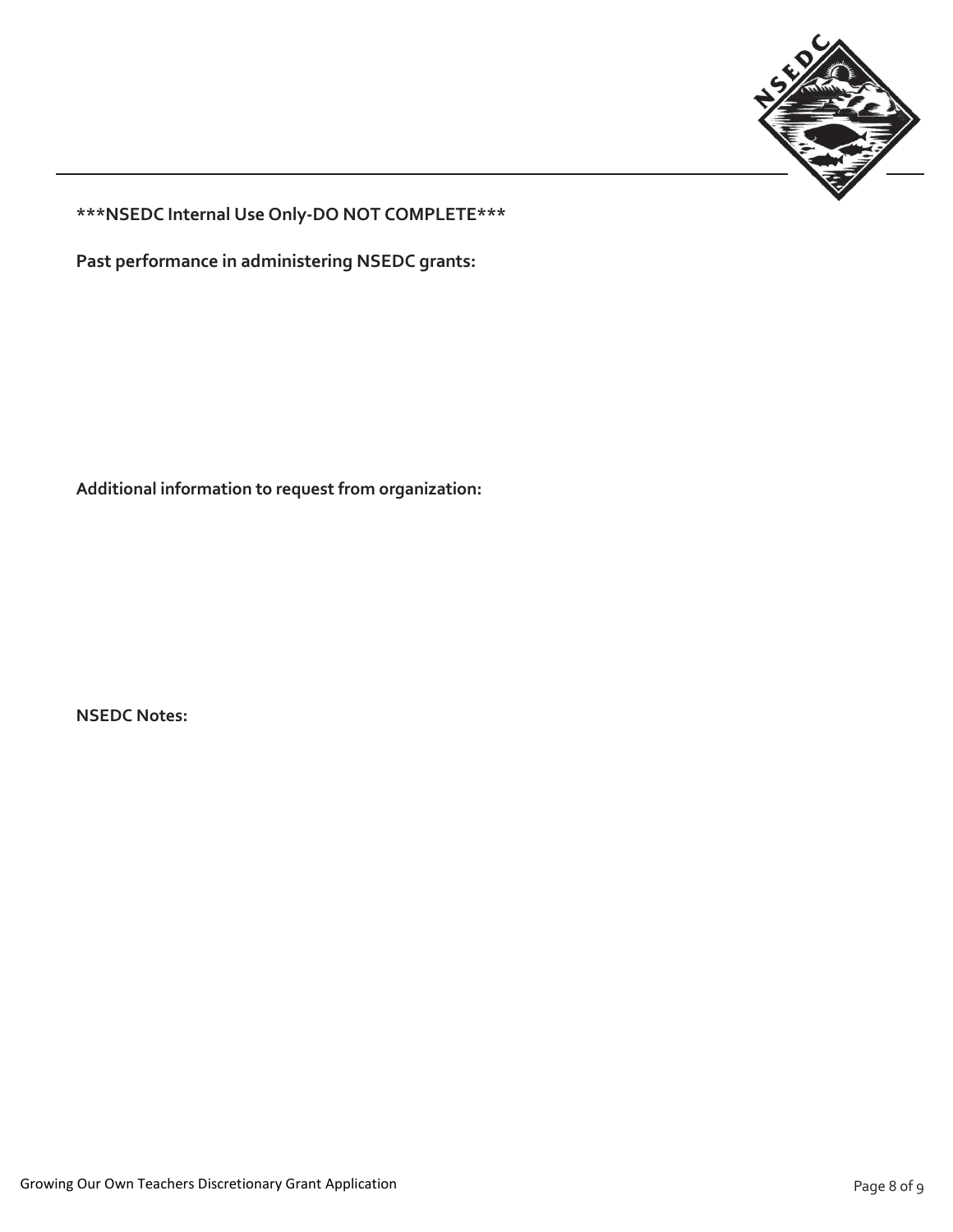**\*\*\*NSEDC Internal Use Only-DO NOT COMPLETE\*\*\***

**Past performance in administering NSEDC grants:**

**Additional information to request from organization:**

**NSEDC Notes:**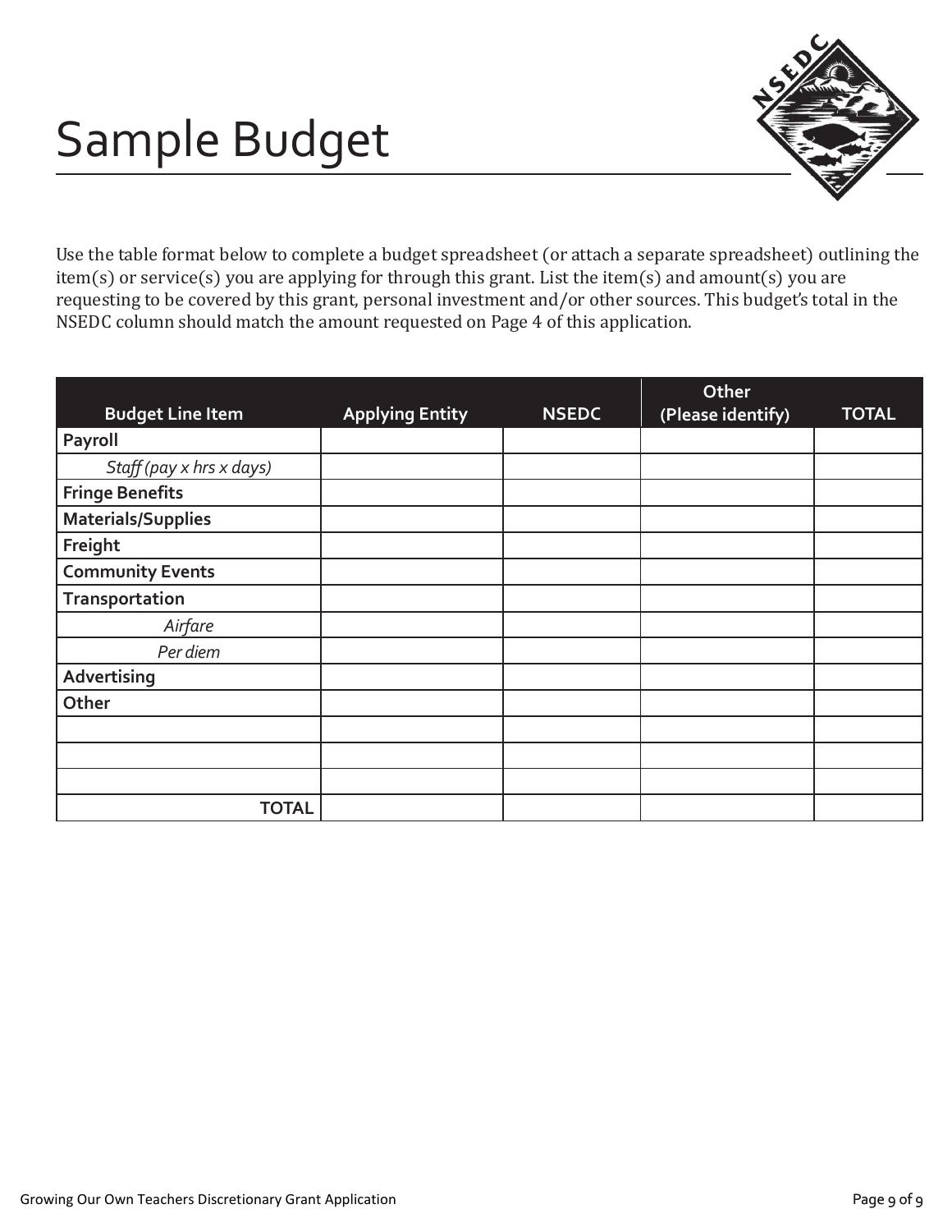# Sample Budget

Use the table format below to complete a budget spreadsheet (or attach a separate spreadsheet) outlining the item(s) or service(s) you are applying for through this grant. List the item(s) and amount(s) you are requesting to be covered by this grant, personal investment and/or other sources. This budget's total in the NSEDC column should match the amount requested on Page 4 of this application.

| Budget Line Item | Applying Entity | NSEDC | Other (Please identify) | TOTAL |
|---|---|---|---|---|
| **Payroll** | | | | |
| *Staff (pay x hrs x days)* | | | | |
| **Fringe Benefits** | | | | |
| **Materials/Supplies** | | | | |
| **Freight** | | | | |
| **Community Events** | | | | |
| **Transportation** | | | | |
| *Airfare* | | | | |
| *Per diem* | | | | |
| **Advertising** | | | | |
| **Other** | | | | |
| | | | | |
| | | | | |
| | | | | |
| **TOTAL** | | | | |